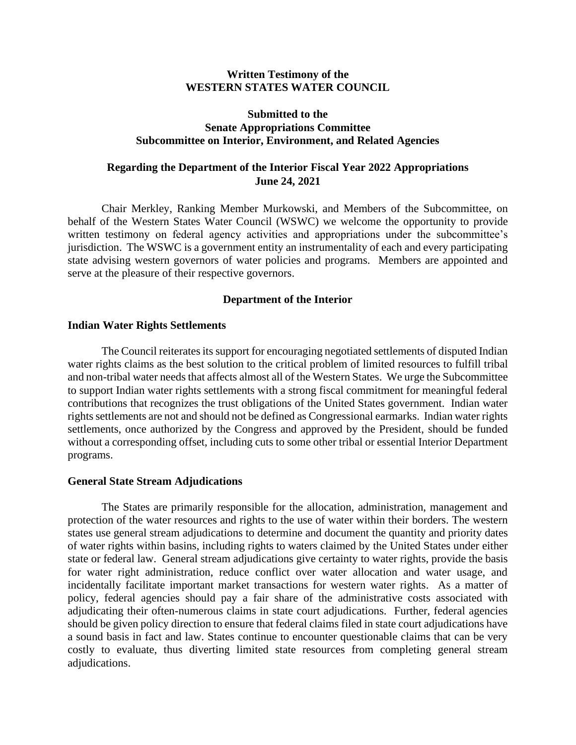**Written Testimony of the**
**WESTERN STATES WATER COUNCIL**

**Submitted to the**
**Senate Appropriations Committee**
**Subcommittee on Interior, Environment, and Related Agencies**

**Regarding the Department of the Interior Fiscal Year 2022 Appropriations**
**June 24, 2021**

Chair Merkley, Ranking Member Murkowski, and Members of the Subcommittee, on behalf of the Western States Water Council (WSWC) we welcome the opportunity to provide written testimony on federal agency activities and appropriations under the subcommittee's jurisdiction. The WSWC is a government entity an instrumentality of each and every participating state advising western governors of water policies and programs. Members are appointed and serve at the pleasure of their respective governors.

## Department of the Interior

### Indian Water Rights Settlements

The Council reiterates its support for encouraging negotiated settlements of disputed Indian water rights claims as the best solution to the critical problem of limited resources to fulfill tribal and non-tribal water needs that affects almost all of the Western States. We urge the Subcommittee to support Indian water rights settlements with a strong fiscal commitment for meaningful federal contributions that recognizes the trust obligations of the United States government. Indian water rights settlements are not and should not be defined as Congressional earmarks. Indian water rights settlements, once authorized by the Congress and approved by the President, should be funded without a corresponding offset, including cuts to some other tribal or essential Interior Department programs.

### General State Stream Adjudications

The States are primarily responsible for the allocation, administration, management and protection of the water resources and rights to the use of water within their borders. The western states use general stream adjudications to determine and document the quantity and priority dates of water rights within basins, including rights to waters claimed by the United States under either state or federal law. General stream adjudications give certainty to water rights, provide the basis for water right administration, reduce conflict over water allocation and water usage, and incidentally facilitate important market transactions for western water rights. As a matter of policy, federal agencies should pay a fair share of the administrative costs associated with adjudicating their often-numerous claims in state court adjudications. Further, federal agencies should be given policy direction to ensure that federal claims filed in state court adjudications have a sound basis in fact and law. States continue to encounter questionable claims that can be very costly to evaluate, thus diverting limited state resources from completing general stream adjudications.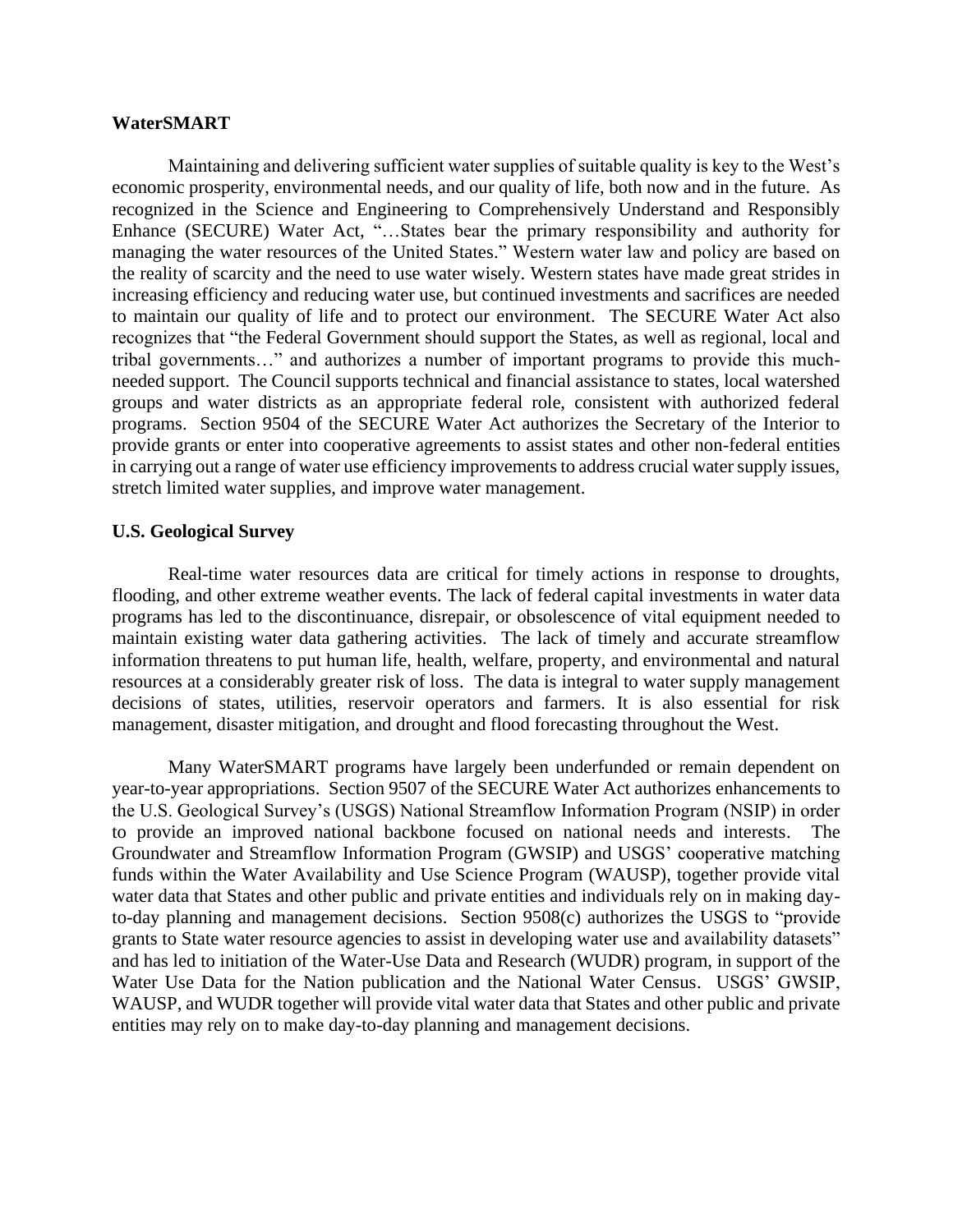**WaterSMART**

Maintaining and delivering sufficient water supplies of suitable quality is key to the West's economic prosperity, environmental needs, and our quality of life, both now and in the future. As recognized in the Science and Engineering to Comprehensively Understand and Responsibly Enhance (SECURE) Water Act, "…States bear the primary responsibility and authority for managing the water resources of the United States." Western water law and policy are based on the reality of scarcity and the need to use water wisely. Western states have made great strides in increasing efficiency and reducing water use, but continued investments and sacrifices are needed to maintain our quality of life and to protect our environment. The SECURE Water Act also recognizes that "the Federal Government should support the States, as well as regional, local and tribal governments…" and authorizes a number of important programs to provide this much-needed support. The Council supports technical and financial assistance to states, local watershed groups and water districts as an appropriate federal role, consistent with authorized federal programs. Section 9504 of the SECURE Water Act authorizes the Secretary of the Interior to provide grants or enter into cooperative agreements to assist states and other non-federal entities in carrying out a range of water use efficiency improvements to address crucial water supply issues, stretch limited water supplies, and improve water management.

**U.S. Geological Survey**

Real-time water resources data are critical for timely actions in response to droughts, flooding, and other extreme weather events. The lack of federal capital investments in water data programs has led to the discontinuance, disrepair, or obsolescence of vital equipment needed to maintain existing water data gathering activities. The lack of timely and accurate streamflow information threatens to put human life, health, welfare, property, and environmental and natural resources at a considerably greater risk of loss. The data is integral to water supply management decisions of states, utilities, reservoir operators and farmers. It is also essential for risk management, disaster mitigation, and drought and flood forecasting throughout the West.

Many WaterSMART programs have largely been underfunded or remain dependent on year-to-year appropriations. Section 9507 of the SECURE Water Act authorizes enhancements to the U.S. Geological Survey's (USGS) National Streamflow Information Program (NSIP) in order to provide an improved national backbone focused on national needs and interests. The Groundwater and Streamflow Information Program (GWSIP) and USGS' cooperative matching funds within the Water Availability and Use Science Program (WAUSP), together provide vital water data that States and other public and private entities and individuals rely on in making day-to-day planning and management decisions. Section 9508(c) authorizes the USGS to "provide grants to State water resource agencies to assist in developing water use and availability datasets" and has led to initiation of the Water-Use Data and Research (WUDR) program, in support of the Water Use Data for the Nation publication and the National Water Census. USGS' GWSIP, WAUSP, and WUDR together will provide vital water data that States and other public and private entities may rely on to make day-to-day planning and management decisions.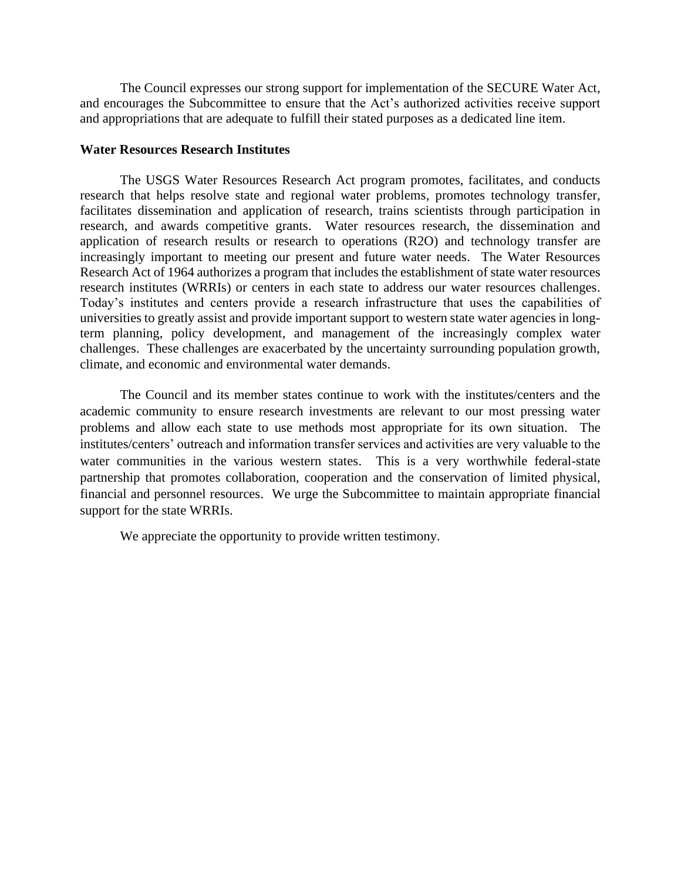The Council expresses our strong support for implementation of the SECURE Water Act, and encourages the Subcommittee to ensure that the Act's authorized activities receive support and appropriations that are adequate to fulfill their stated purposes as a dedicated line item.

**Water Resources Research Institutes**

The USGS Water Resources Research Act program promotes, facilitates, and conducts research that helps resolve state and regional water problems, promotes technology transfer, facilitates dissemination and application of research, trains scientists through participation in research, and awards competitive grants. Water resources research, the dissemination and application of research results or research to operations (R2O) and technology transfer are increasingly important to meeting our present and future water needs. The Water Resources Research Act of 1964 authorizes a program that includes the establishment of state water resources research institutes (WRRIs) or centers in each state to address our water resources challenges. Today's institutes and centers provide a research infrastructure that uses the capabilities of universities to greatly assist and provide important support to western state water agencies in long-term planning, policy development, and management of the increasingly complex water challenges. These challenges are exacerbated by the uncertainty surrounding population growth, climate, and economic and environmental water demands.

The Council and its member states continue to work with the institutes/centers and the academic community to ensure research investments are relevant to our most pressing water problems and allow each state to use methods most appropriate for its own situation. The institutes/centers' outreach and information transfer services and activities are very valuable to the water communities in the various western states. This is a very worthwhile federal-state partnership that promotes collaboration, cooperation and the conservation of limited physical, financial and personnel resources. We urge the Subcommittee to maintain appropriate financial support for the state WRRIs.

We appreciate the opportunity to provide written testimony.